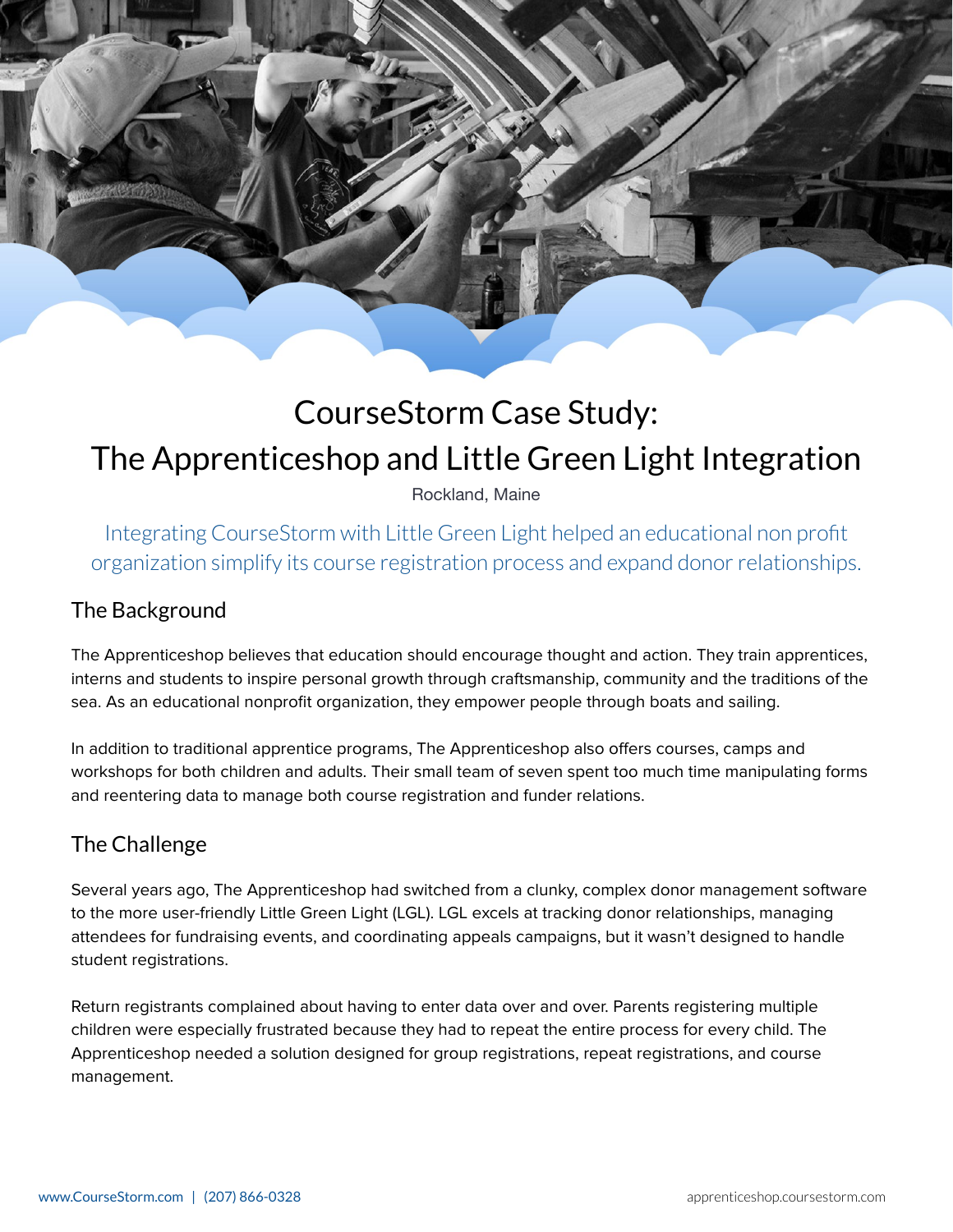# CourseStorm Case Study:
# The Apprenticeshop and Little Green Light Integration

Rockland, Maine

Integrating CourseStorm with Little Green Light helped an educational non profit organization simplify its course registration process and expand donor relationships.

## The Background

The Apprenticeshop believes that education should encourage thought and action. They train apprentices, interns and students to inspire personal growth through craftsmanship, community and the traditions of the sea. As an educational nonprofit organization, they empower people through boats and sailing.

In addition to traditional apprentice programs, The Apprenticeshop also offers courses, camps and workshops for both children and adults. Their small team of seven spent too much time manipulating forms and reentering data to manage both course registration and funder relations.

## The Challenge

Several years ago, The Apprenticeshop had switched from a clunky, complex donor management software to the more user-friendly Little Green Light (LGL). LGL excels at tracking donor relationships, managing attendees for fundraising events, and coordinating appeals campaigns, but it wasn't designed to handle student registrations.

Return registrants complained about having to enter data over and over. Parents registering multiple children were especially frustrated because they had to repeat the entire process for every child. The Apprenticeshop needed a solution designed for group registrations, repeat registrations, and course management.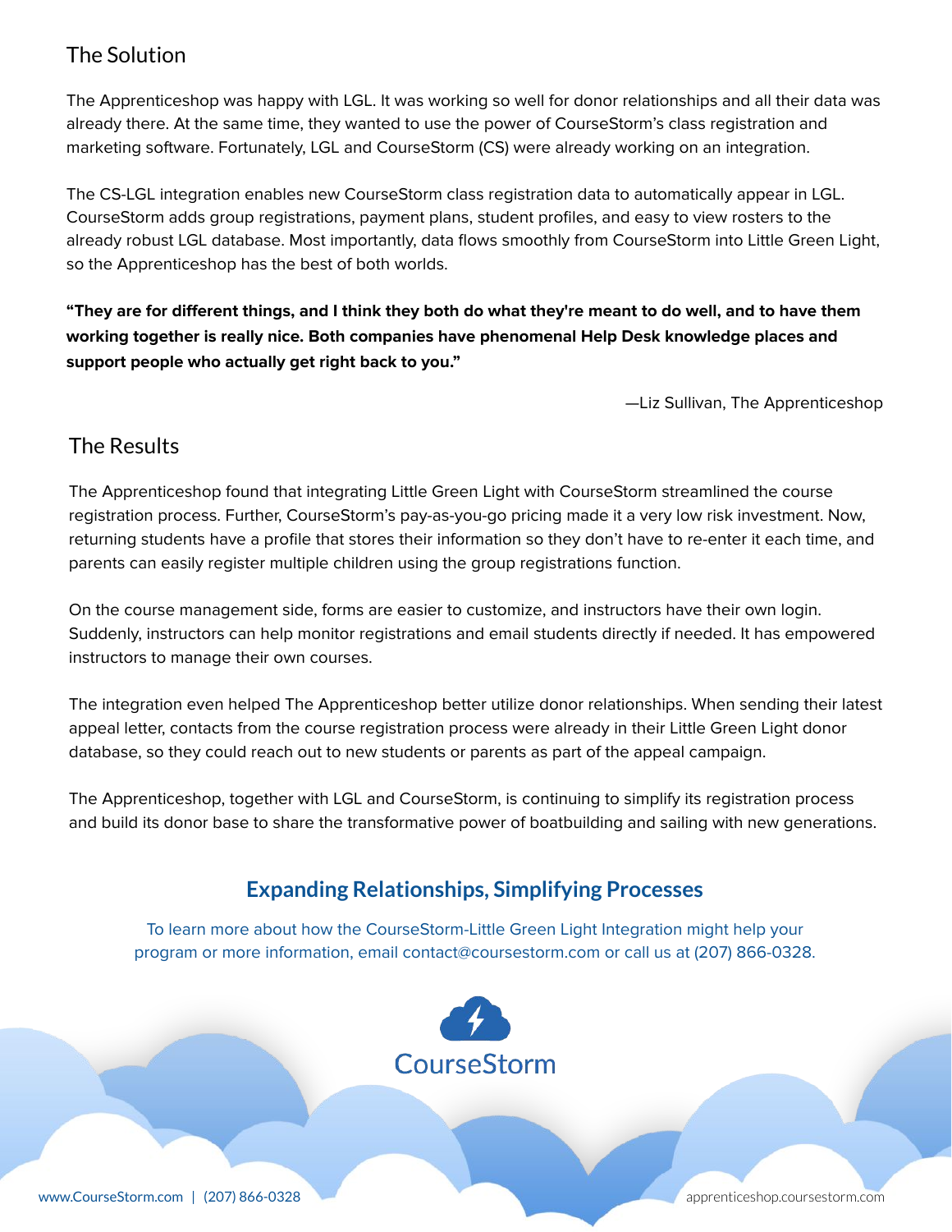## The Solution

The Apprenticeshop was happy with LGL. It was working so well for donor relationships and all their data was already there. At the same time, they wanted to use the power of CourseStorm's class registration and marketing software. Fortunately, LGL and CourseStorm (CS) were already working on an integration.

The CS-LGL integration enables new CourseStorm class registration data to automatically appear in LGL. CourseStorm adds group registrations, payment plans, student profiles, and easy to view rosters to the already robust LGL database. Most importantly, data flows smoothly from CourseStorm into Little Green Light, so the Apprenticeshop has the best of both worlds.

**"They are for different things, and I think they both do what they're meant to do well, and to have them working together is really nice. Both companies have phenomenal Help Desk knowledge places and support people who actually get right back to you."**

—Liz Sullivan, The Apprenticeshop

## The Results

The Apprenticeshop found that integrating Little Green Light with CourseStorm streamlined the course registration process. Further, CourseStorm's pay-as-you-go pricing made it a very low risk investment. Now, returning students have a profile that stores their information so they don't have to re-enter it each time, and parents can easily register multiple children using the group registrations function.

On the course management side, forms are easier to customize, and instructors have their own login. Suddenly, instructors can help monitor registrations and email students directly if needed. It has empowered instructors to manage their own courses.

The integration even helped The Apprenticeshop better utilize donor relationships. When sending their latest appeal letter, contacts from the course registration process were already in their Little Green Light donor database, so they could reach out to new students or parents as part of the appeal campaign.

The Apprenticeshop, together with LGL and CourseStorm, is continuing to simplify its registration process and build its donor base to share the transformative power of boatbuilding and sailing with new generations.

## Expanding Relationships, Simplifying Processes

To learn more about how the CourseStorm-Little Green Light Integration might help your program or more information, email contact@coursestorm.com or call us at (207) 866-0328.

CourseStorm

www.CourseStorm.com | (207) 866-0328

apprenticeshop.coursestorm.com